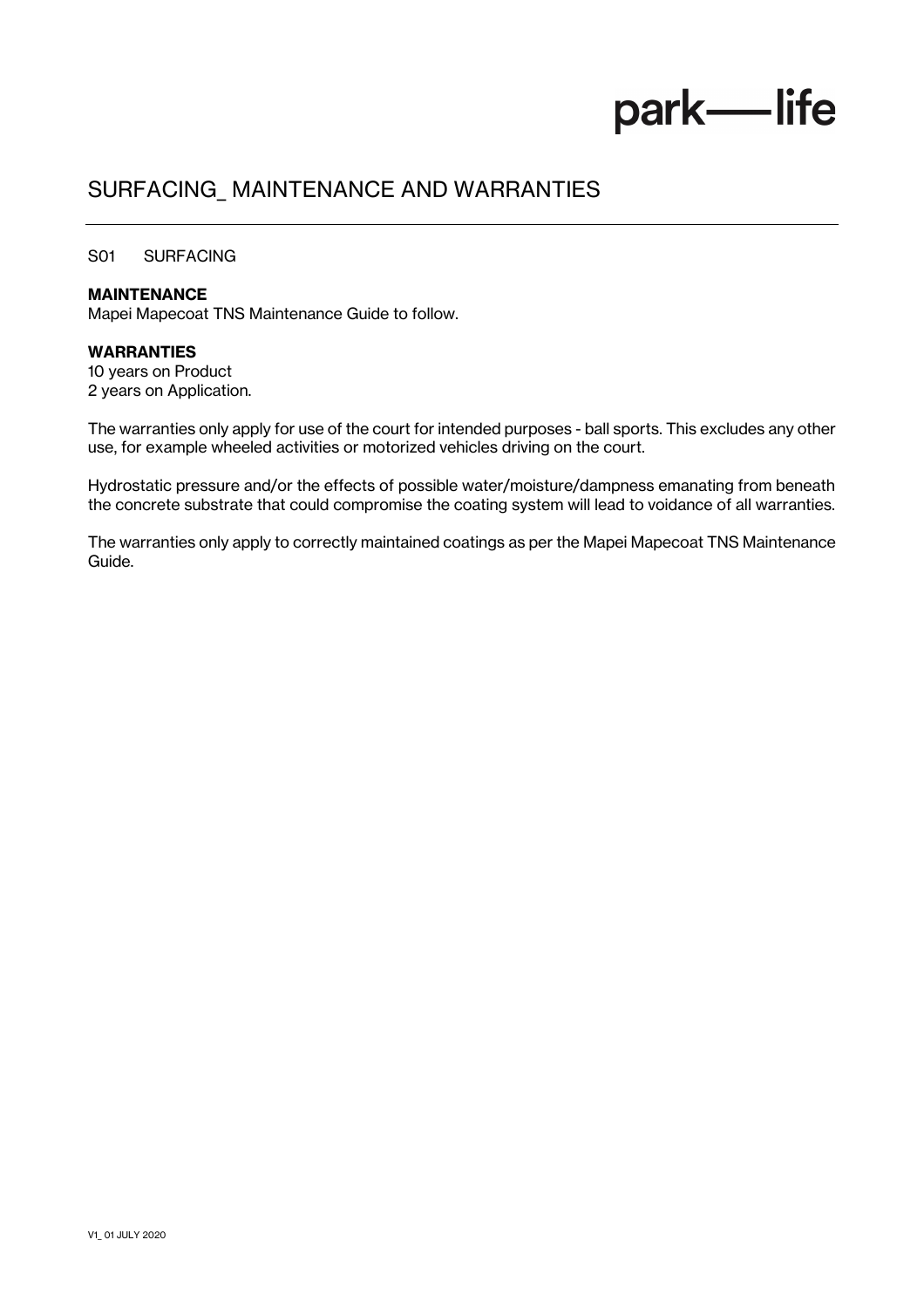# SURFACING_ MAINTENANCE AND WARRANTIES

S01 SURFACING

**MAINTENANCE**
Mapei Mapecoat TNS Maintenance Guide to follow.

**WARRANTIES**
10 years on Product
2 years on Application.

The warranties only apply for use of the court for intended purposes - ball sports. This excludes any other use, for example wheeled activities or motorized vehicles driving on the court.

Hydrostatic pressure and/or the effects of possible water/moisture/dampness emanating from beneath the concrete substrate that could compromise the coating system will lead to voidance of all warranties.

The warranties only apply to correctly maintained coatings as per the Mapei Mapecoat TNS Maintenance Guide.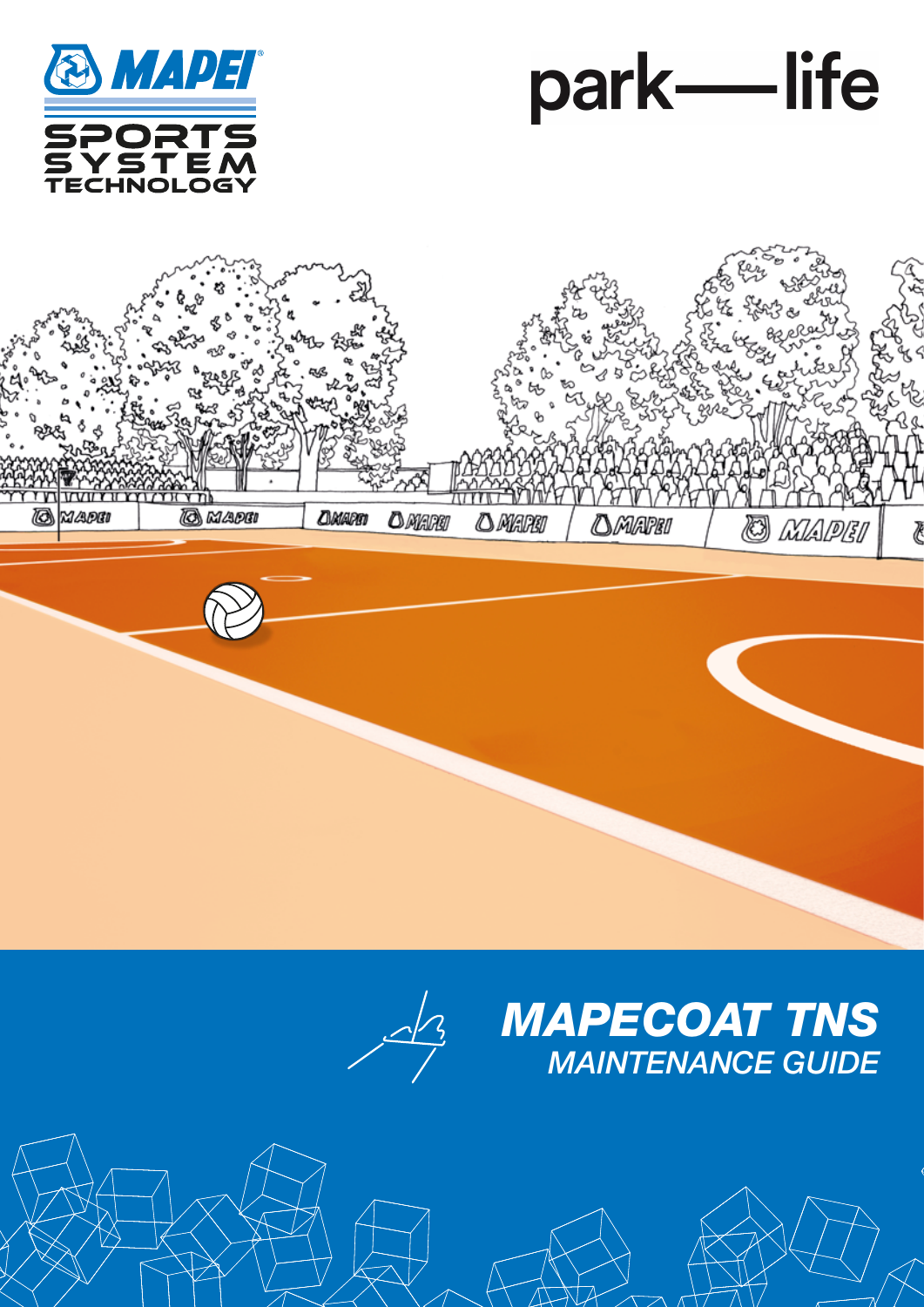# MAPEI

SPORTS SYSTEM TECHNOLOGY

# park—life

## MAPECOAT TNS
### MAINTENANCE GUIDE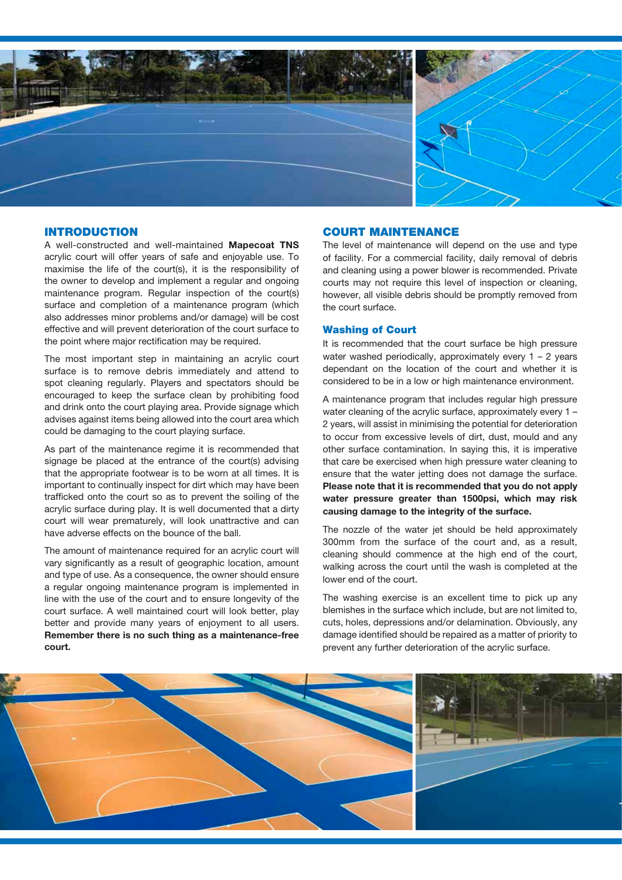## INTRODUCTION

A well-constructed and well-maintained **Mapecoat TNS** acrylic court will offer years of safe and enjoyable use. To maximise the life of the court(s), it is the responsibility of the owner to develop and implement a regular and ongoing maintenance program. Regular inspection of the court(s) surface and completion of a maintenance program (which also addresses minor problems and/or damage) will be cost effective and will prevent deterioration of the court surface to the point where major rectification may be required.

The most important step in maintaining an acrylic court surface is to remove debris immediately and attend to spot cleaning regularly. Players and spectators should be encouraged to keep the surface clean by prohibiting food and drink onto the court playing area. Provide signage which advises against items being allowed into the court area which could be damaging to the court playing surface.

As part of the maintenance regime it is recommended that signage be placed at the entrance of the court(s) advising that the appropriate footwear is to be worn at all times. It is important to continually inspect for dirt which may have been trafficked onto the court so as to prevent the soiling of the acrylic surface during play. It is well documented that a dirty court will wear prematurely, will look unattractive and can have adverse effects on the bounce of the ball.

The amount of maintenance required for an acrylic court will vary significantly as a result of geographic location, amount and type of use. As a consequence, the owner should ensure a regular ongoing maintenance program is implemented in line with the use of the court and to ensure longevity of the court surface. A well maintained court will look better, play better and provide many years of enjoyment to all users. **Remember there is no such thing as a maintenance-free court.**

## COURT MAINTENANCE

The level of maintenance will depend on the use and type of facility. For a commercial facility, daily removal of debris and cleaning using a power blower is recommended. Private courts may not require this level of inspection or cleaning, however, all visible debris should be promptly removed from the court surface.

### Washing of Court

It is recommended that the court surface be high pressure water washed periodically, approximately every 1 – 2 years dependant on the location of the court and whether it is considered to be in a low or high maintenance environment.

A maintenance program that includes regular high pressure water cleaning of the acrylic surface, approximately every 1 – 2 years, will assist in minimising the potential for deterioration to occur from excessive levels of dirt, dust, mould and any other surface contamination. In saying this, it is imperative that care be exercised when high pressure water cleaning to ensure that the water jetting does not damage the surface. **Please note that it is recommended that you do not apply water pressure greater than 1500psi, which may risk causing damage to the integrity of the surface.**

The nozzle of the water jet should be held approximately 300mm from the surface of the court and, as a result, cleaning should commence at the high end of the court, walking across the court until the wash is completed at the lower end of the court.

The washing exercise is an excellent time to pick up any blemishes in the surface which include, but are not limited to, cuts, holes, depressions and/or delamination. Obviously, any damage identified should be repaired as a matter of priority to prevent any further deterioration of the acrylic surface.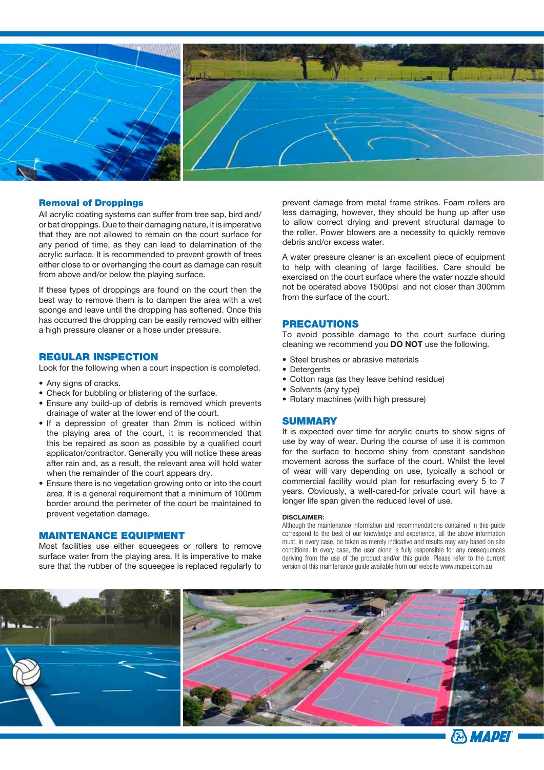## Removal of Droppings

All acrylic coating systems can suffer from tree sap, bird and/or bat droppings. Due to their damaging nature, it is imperative that they are not allowed to remain on the court surface for any period of time, as they can lead to delamination of the acrylic surface. It is recommended to prevent growth of trees either close to or overhanging the court as damage can result from above and/or below the playing surface.

If these types of droppings are found on the court then the best way to remove them is to dampen the area with a wet sponge and leave until the dropping has softened. Once this has occurred the dropping can be easily removed with either a high pressure cleaner or a hose under pressure.

## REGULAR INSPECTION

Look for the following when a court inspection is completed.

- Any signs of cracks.
- Check for bubbling or blistering of the surface.
- Ensure any build-up of debris is removed which prevents drainage of water at the lower end of the court.
- If a depression of greater than 2mm is noticed within the playing area of the court, it is recommended that this be repaired as soon as possible by a qualified court applicator/contractor. Generally you will notice these areas after rain and, as a result, the relevant area will hold water when the remainder of the court appears dry.
- Ensure there is no vegetation growing onto or into the court area. It is a general requirement that a minimum of 100mm border around the perimeter of the court be maintained to prevent vegetation damage.

## MAINTENANCE EQUIPMENT

Most facilities use either squeegees or rollers to remove surface water from the playing area. It is imperative to make sure that the rubber of the squeegee is replaced regularly to prevent damage from metal frame strikes. Foam rollers are less damaging, however, they should be hung up after use to allow correct drying and prevent structural damage to the roller. Power blowers are a necessity to quickly remove debris and/or excess water.

A water pressure cleaner is an excellent piece of equipment to help with cleaning of large facilities. Care should be exercised on the court surface where the water nozzle should not be operated above 1500psi and not closer than 300mm from the surface of the court.

## PRECAUTIONS

To avoid possible damage to the court surface during cleaning we recommend you **DO NOT** use the following.

- Steel brushes or abrasive materials
- Detergents
- Cotton rags (as they leave behind residue)
- Solvents (any type)
- Rotary machines (with high pressure)

## SUMMARY

It is expected over time for acrylic courts to show signs of use by way of wear. During the course of use it is common for the surface to become shiny from constant sandshoe movement across the surface of the court. Whilst the level of wear will vary depending on use, typically a school or commercial facility would plan for resurfacing every 5 to 7 years. Obviously, a well-cared-for private court will have a longer life span given the reduced level of use.

**DISCLAIMER:**
Although the maintenance information and recommendations contained in this guide correspond to the best of our knowledge and experience, all the above information must, in every case, be taken as merely indicative and results may vary based on site conditions. In every case, the user alone is fully responsible for any consequences deriving from the use of the product and/or this guide. Please refer to the current version of this maintenance guide available from our website www.mapei.com.au